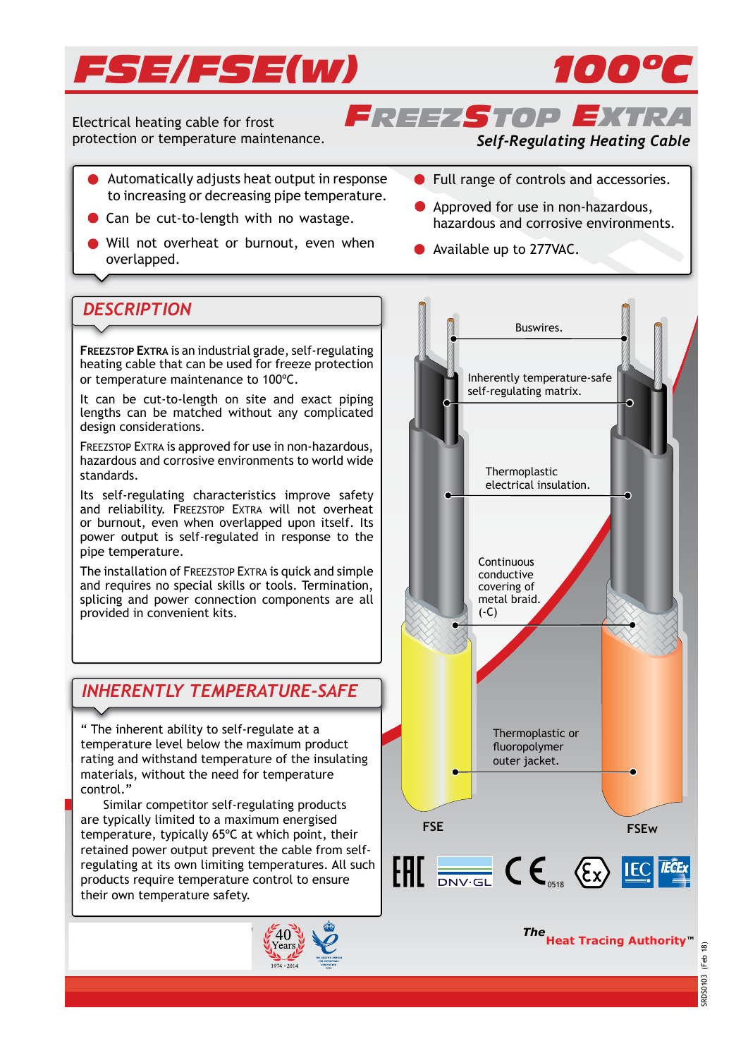# FSE/FSE(w) 100°C

Electrical heating cable for frost protection or temperature maintenance.

## FreezStop Extra

*Self-Regulating Heating Cable*

- Automatically adjusts heat output in response to increasing or decreasing pipe temperature.
- Can be cut-to-length with no wastage.
- Will not overheat or burnout, even when overlapped.
- Full range of controls and accessories.
- Approved for use in non-hazardous, hazardous and corrosive environments.
- Available up to 277VAC.

## DESCRIPTION

**FreezStop Extra** is an industrial grade, self-regulating heating cable that can be used for freeze protection or temperature maintenance to 100ºC.

It can be cut-to-length on site and exact piping lengths can be matched without any complicated design considerations.

FreezStop Extra is approved for use in non-hazardous, hazardous and corrosive environments to world wide standards.

Its self-regulating characteristics improve safety and reliability. FreezStop Extra will not overheat or burnout, even when overlapped upon itself. Its power output is self-regulated in response to the pipe temperature.

The installation of FreezStop Extra is quick and simple and requires no special skills or tools. Termination, splicing and power connection components are all provided in convenient kits.

## INHERENTLY TEMPERATURE-SAFE

" The inherent ability to self-regulate at a temperature level below the maximum product rating and withstand temperature of the insulating materials, without the need for temperature control."

Similar competitor self-regulating products are typically limited to a maximum energised temperature, typically 65ºC at which point, their retained power output prevent the cable from self-regulating at its own limiting temperatures. All such products require temperature control to ensure their own temperature safety.

Buswires.

Inherently temperature-safe self-regulating matrix.

Thermoplastic electrical insulation.

Continuous conductive covering of metal braid. (-C)

Thermoplastic or fluoropolymer outer jacket.

FSE

FSEw

*The* **Heat Tracing Authority™**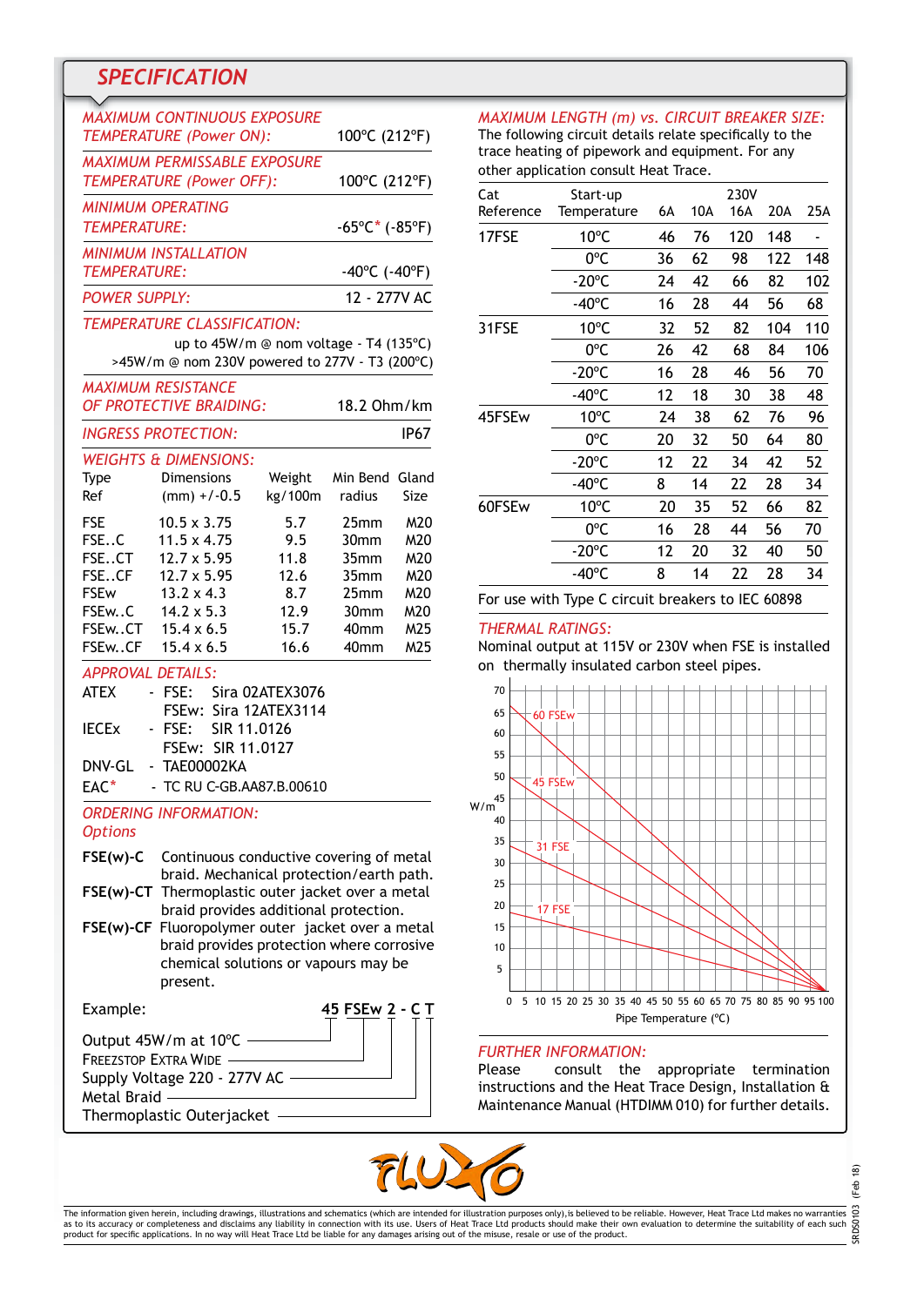# SPECIFICATION

*MAXIMUM CONTINUOUS EXPOSURE TEMPERATURE (Power ON):* 100°C (212°F)

*MAXIMUM PERMISSABLE EXPOSURE TEMPERATURE (Power OFF):* 100°C (212°F)

*MINIMUM OPERATING TEMPERATURE:* -65°C* (-85°F)

*MINIMUM INSTALLATION TEMPERATURE:* -40°C (-40°F)

*POWER SUPPLY:* 12 - 277V AC

*TEMPERATURE CLASSIFICATION:*
up to 45W/m @ nom voltage - T4 (135°C)
>45W/m @ nom 230V powered to 277V - T3 (200°C)

*MAXIMUM RESISTANCE OF PROTECTIVE BRAIDING:* 18.2 Ohm/km

*INGRESS PROTECTION:* IP67

*WEIGHTS & DIMENSIONS:*

| Type Ref | Dimensions (mm) +/-0.5 | Weight kg/100m | Min Bend radius | Gland Size |
|---|---|---|---|---|
| FSE | 10.5 x 3.75 | 5.7 | 25mm | M20 |
| FSE..C | 11.5 x 4.75 | 9.5 | 30mm | M20 |
| FSE..CT | 12.7 x 5.95 | 11.8 | 35mm | M20 |
| FSE..CF | 12.7 x 5.95 | 12.6 | 35mm | M20 |
| FSEw | 13.2 x 4.3 | 8.7 | 25mm | M20 |
| FSEw..C | 14.2 x 5.3 | 12.9 | 30mm | M20 |
| FSEw..CT | 15.4 x 6.5 | 15.7 | 40mm | M25 |
| FSEw..CF | 15.4 x 6.5 | 16.6 | 40mm | M25 |

*APPROVAL DETAILS:*

ATEX - FSE: Sira 02ATEX3076
FSEw: Sira 12ATEX3114

IECEx - FSE: SIR 11.0126
FSEw: SIR 11.0127

DNV-GL - TAE00002KA

EAC* - TC RU C-GB.AA87.B.00610

*ORDERING INFORMATION:*
*Options*

**FSE(w)-C** Continuous conductive covering of metal braid. Mechanical protection/earth path.

**FSE(w)-CT** Thermoplastic outer jacket over a metal braid provides additional protection.

**FSE(w)-CF** Fluoropolymer outer jacket over a metal braid provides protection where corrosive chemical solutions or vapours may be present.

Example: **45 FSEw 2 - C T**

Output 45W/m at 10°C
Freezstop Extra Wide
Supply Voltage 220 - 277V AC
Metal Braid
Thermoplastic Outerjacket

*MAXIMUM LENGTH (m) vs. CIRCUIT BREAKER SIZE:*
The following circuit details relate specifically to the trace heating of pipework and equipment. For any other application consult Heat Trace.

| Cat Reference | Start-up Temperature | 230V 6A | 10A | 16A | 20A | 25A |
|---|---|---|---|---|---|---|
| 17FSE | 10°C | 46 | 76 | 120 | 148 | - |
| | 0°C | 36 | 62 | 98 | 122 | 148 |
| | -20°C | 24 | 42 | 66 | 82 | 102 |
| | -40°C | 16 | 28 | 44 | 56 | 68 |
| 31FSE | 10°C | 32 | 52 | 82 | 104 | 110 |
| | 0°C | 26 | 42 | 68 | 84 | 106 |
| | -20°C | 16 | 28 | 46 | 56 | 70 |
| | -40°C | 12 | 18 | 30 | 38 | 48 |
| 45FSEw | 10°C | 24 | 38 | 62 | 76 | 96 |
| | 0°C | 20 | 32 | 50 | 64 | 80 |
| | -20°C | 12 | 22 | 34 | 42 | 52 |
| | -40°C | 8 | 14 | 22 | 28 | 34 |
| 60FSEw | 10°C | 20 | 35 | 52 | 66 | 82 |
| | 0°C | 16 | 28 | 44 | 56 | 70 |
| | -20°C | 12 | 20 | 32 | 40 | 50 |
| | -40°C | 8 | 14 | 22 | 28 | 34 |

For use with Type C circuit breakers to IEC 60898

*THERMAL RATINGS:*
Nominal output at 115V or 230V when FSE is installed on thermally insulated carbon steel pipes.

W/m
70 65 60 55 50 45 40 35 30 25 20 15 10 5
60 FSEw
45 FSEw
31 FSE
17 FSE
0 5 10 15 20 25 30 35 40 45 50 55 60 65 70 75 80 85 90 95 100
Pipe Temperature (°C)

*FURTHER INFORMATION:*
Please consult the appropriate termination instructions and the Heat Trace Design, Installation & Maintenance Manual (HTDIMM 010) for further details.

The information given herein, including drawings, illustrations and schematics (which are intended for illustration purposes only), is believed to be reliable. However, Heat Trace Ltd makes no warranties as to its accuracy or completeness and disclaims any liability in connection with its use. Users of Heat Trace Ltd products should make their own evaluation to determine the suitability of each such product for specific applications. In no way will Heat Trace Ltd be liable for any damages arising out of the misuse, resale or use of the product.

SRDS0103 (Feb 18)